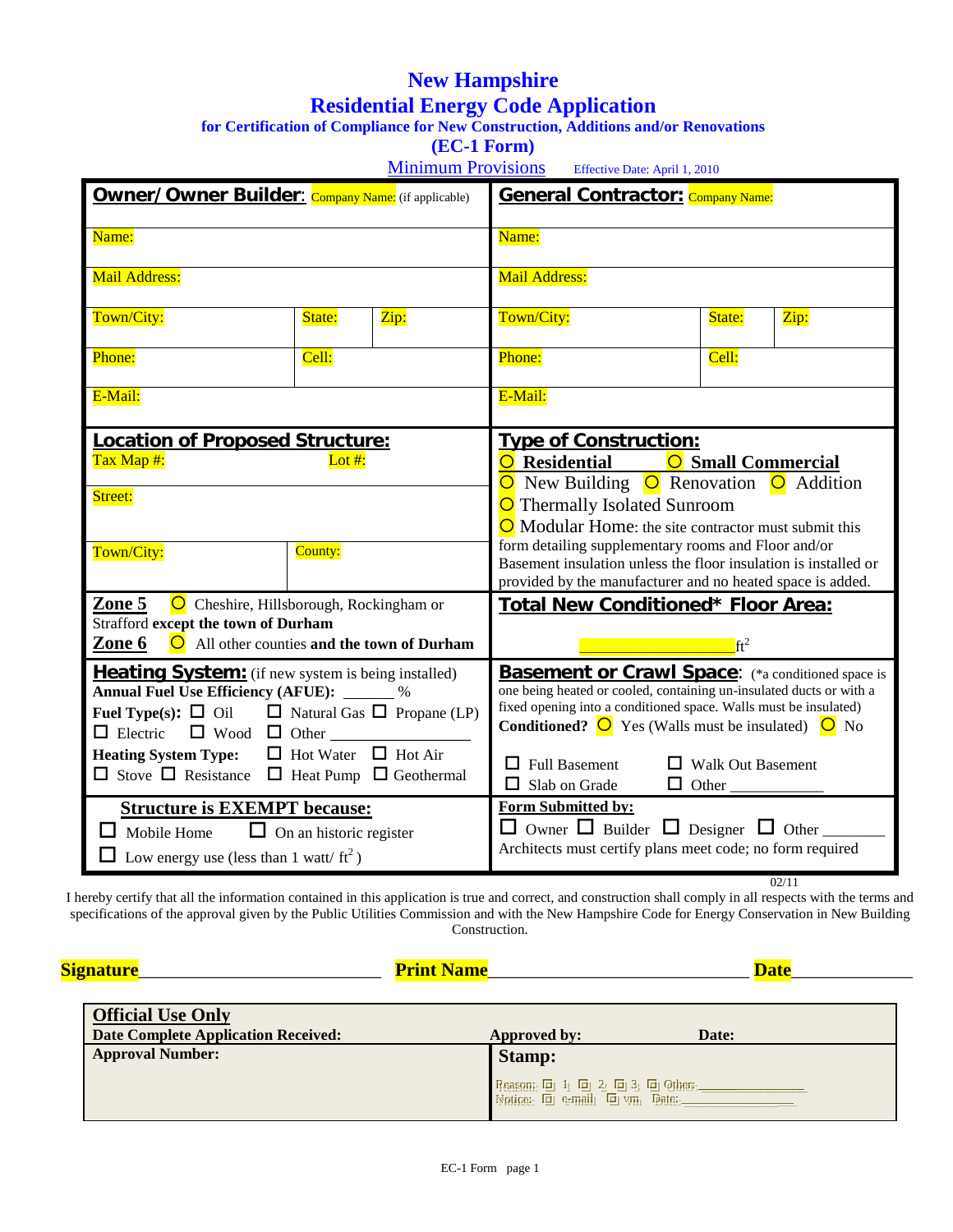# New Hampshire
# Residential Energy Code Application
### for Certification of Compliance for New Construction, Additions and/or Renovations
### (EC-1 Form)

Minimum Provisions    Effective Date: April 1, 2010

| **Owner/ Owner Builder:** Company Name: (if applicable) | | | **General Contractor:** Company Name: | | |
|---|---|---|---|---|---|
| Name: | | | Name: | | |
| Mail Address: | | | Mail Address: | | |
| Town/City: | State: | Zip: | Town/City: | State: | Zip: |
| Phone: | Cell: | | Phone: | Cell: | |
| E-Mail: | | | E-Mail: | | |

| **Location of Proposed Structure:** | | **Type of Construction:** |
|---|---|---|
| Tax Map #: | Lot #: | ○ Residential ○ Small Commercial |
| Street: | | ○ New Building ○ Renovation ○ Addition<br>○ Thermally Isolated Sunroom<br>○ Modular Home: the site contractor must submit this |
| Town/City: | County: | form detailing supplementary rooms and Floor and/or Basement insulation unless the floor insulation is installed or provided by the manufacturer and no heated space is added. |

| | |
|---|---|
| **Zone 5** ○ Cheshire, Hillsborough, Rockingham or Strafford **except the town of Durham**<br>**Zone 6** ○ All other counties **and the town of Durham** | **Total New Conditioned* Floor Area:**<br>________________ $ft^2$ |
| **Heating System:** (if new system is being installed)<br>**Annual Fuel Use Efficiency (AFUE):** ______ %<br>**Fuel Type(s):** ☐ Oil ☐ Natural Gas ☐ Propane (LP) ☐ Electric ☐ Wood ☐ Other ____________<br>**Heating System Type:** ☐ Hot Water ☐ Hot Air ☐ Stove ☐ Resistance ☐ Heat Pump ☐ Geothermal | **Basement or Crawl Space:** (*a conditioned space is one being heated or cooled, containing un-insulated ducts or with a fixed opening into a conditioned space. Walls must be insulated)<br>**Conditioned?** ○ Yes (Walls must be insulated) ○ No<br>☐ Full Basement ☐ Walk Out Basement<br>☐ Slab on Grade ☐ Other ___________ |
| **Structure is EXEMPT because:**<br>☐ Mobile Home ☐ On an historic register<br>☐ Low energy use (less than 1 watt/ $ft^2$ ) | **Form Submitted by:**<br>☐ Owner ☐ Builder ☐ Designer ☐ Other _______<br>Architects must certify plans meet code; no form required |

02/11

I hereby certify that all the information contained in this application is true and correct, and construction shall comply in all respects with the terms and specifications of the approval given by the Public Utilities Commission and with the New Hampshire Code for Energy Conservation in New Building Construction.

**Signature**_________________________ **Print Name**___________________________ **Date**____________

| **Official Use Only**<br>**Date Complete Application Received:** | **Approved by:** **Date:** |
|---|---|
| **Approval Number:** | **Stamp:**<br>Reason: ☐ 1 ☐ 2 ☐ 3 ☐ Other:_____________<br>Notice: ☐ e-mail ☐ vm Date:_____________ |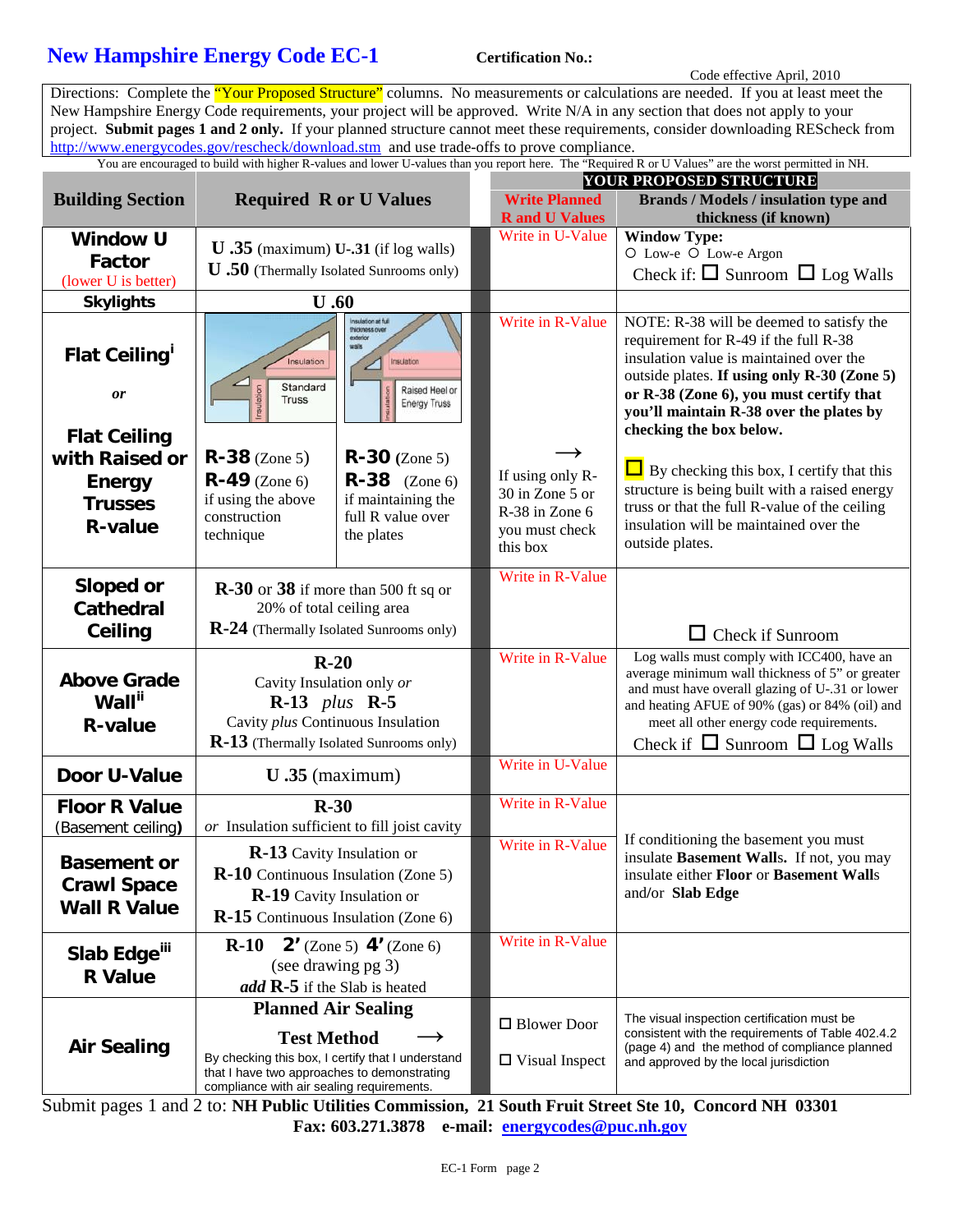# New Hampshire Energy Code EC-1

**Certification No.:**

Code effective April, 2010

Directions: Complete the "Your Proposed Structure" columns. No measurements or calculations are needed. If you at least meet the New Hampshire Energy Code requirements, your project will be approved. Write N/A in any section that does not apply to your project. **Submit pages 1 and 2 only.** If your planned structure cannot meet these requirements, consider downloading REScheck from http://www.energycodes.gov/rescheck/download.stm and use trade-offs to prove compliance.

You are encouraged to build with higher R-values and lower U-values than you report here. The "Required R or U Values" are the worst permitted in NH.

| Building Section | Required R or U Values | | YOUR PROPOSED STRUCTURE: Write Planned R and U Values | YOUR PROPOSED STRUCTURE: Brands / Models / insulation type and thickness (if known) |
|---|---|---|---|---|
| **Window U Factor** (lower U is better) | **U .35** (maximum) **U-.31** (if log walls)<br>**U .50** (Thermally Isolated Sunrooms only) | | Write in U-Value | **Window Type:**<br>○ Low-e ○ Low-e Argon<br>Check if: ☐ Sunroom ☐ Log Walls |
| **Skylights** | **U .60** | | | |
| **Flat Ceiling**[i] *or* **Flat Ceiling with Raised or Energy Trusses R-value** | Standard Truss (Insulation): **R-38** (Zone 5) **R-49** (Zone 6) if using the above construction technique | Raised Heel or Energy Truss (Insulation at full thickness over exterior walls): **R-30** (Zone 5) **R-38** (Zone 6) if maintaining the full R value over the plates | Write in R-Value<br>→<br>If using only R-30 in Zone 5 or R-38 in Zone 6 you must check this box | NOTE: R-38 will be deemed to satisfy the requirement for R-49 if the full R-38 insulation value is maintained over the outside plates. **If using only R-30 (Zone 5) or R-38 (Zone 6), you must certify that you'll maintain R-38 over the plates by checking the box below.**<br>☐ By checking this box, I certify that this structure is being built with a raised energy truss or that the full R-value of the ceiling insulation will be maintained over the outside plates. |
| **Sloped or Cathedral Ceiling** | **R-30** or **38** if more than 500 ft sq or 20% of total ceiling area<br>**R-24** (Thermally Isolated Sunrooms only) | | Write in R-Value | ☐ Check if Sunroom |
| **Above Grade Wall**[ii] **R-value** | **R-20** Cavity Insulation only *or*<br>**R-13** *plus* **R-5** Cavity *plus* Continuous Insulation<br>**R-13** (Thermally Isolated Sunrooms only) | | Write in R-Value | Log walls must comply with ICC400, have an average minimum wall thickness of 5" or greater and must have overall glazing of U-.31 or lower and heating AFUE of 90% (gas) or 84% (oil) and meet all other energy code requirements.<br>Check if ☐ Sunroom ☐ Log Walls |
| **Door U-Value** | **U .35** (maximum) | | Write in U-Value | |
| **Floor R Value** (Basement ceiling) | **R-30**<br>*or* Insulation sufficient to fill joist cavity | | Write in R-Value | If conditioning the basement you must insulate **Basement Walls**. If not, you may insulate either **Floor** or **Basement Walls** and/or **Slab Edge** |
| **Basement or Crawl Space Wall R Value** | **R-13** Cavity Insulation or<br>**R-10** Continuous Insulation (Zone 5)<br>**R-19** Cavity Insulation or<br>**R-15** Continuous Insulation (Zone 6) | | Write in R-Value | |
| **Slab Edge**[iii] **R Value** | **R-10** **2'** (Zone 5) **4'** (Zone 6)<br>(see drawing pg 3)<br>***add*** **R-5** if the Slab is heated | | Write in R-Value | |
| **Air Sealing** | **Planned Air Sealing**<br>**Test Method** →<br>By checking this box, I certify that I understand that I have two approaches to demonstrating compliance with air sealing requirements. | | ☐ Blower Door<br>☐ Visual Inspect | The visual inspection certification must be consistent with the requirements of Table 402.4.2 (page 4) and the method of compliance planned and approved by the local jurisdiction |

Submit pages 1 and 2 to: **NH Public Utilities Commission, 21 South Fruit Street Ste 10, Concord NH 03301**
**Fax: 603.271.3878 e-mail: energycodes@puc.nh.gov**

EC-1 Form page 2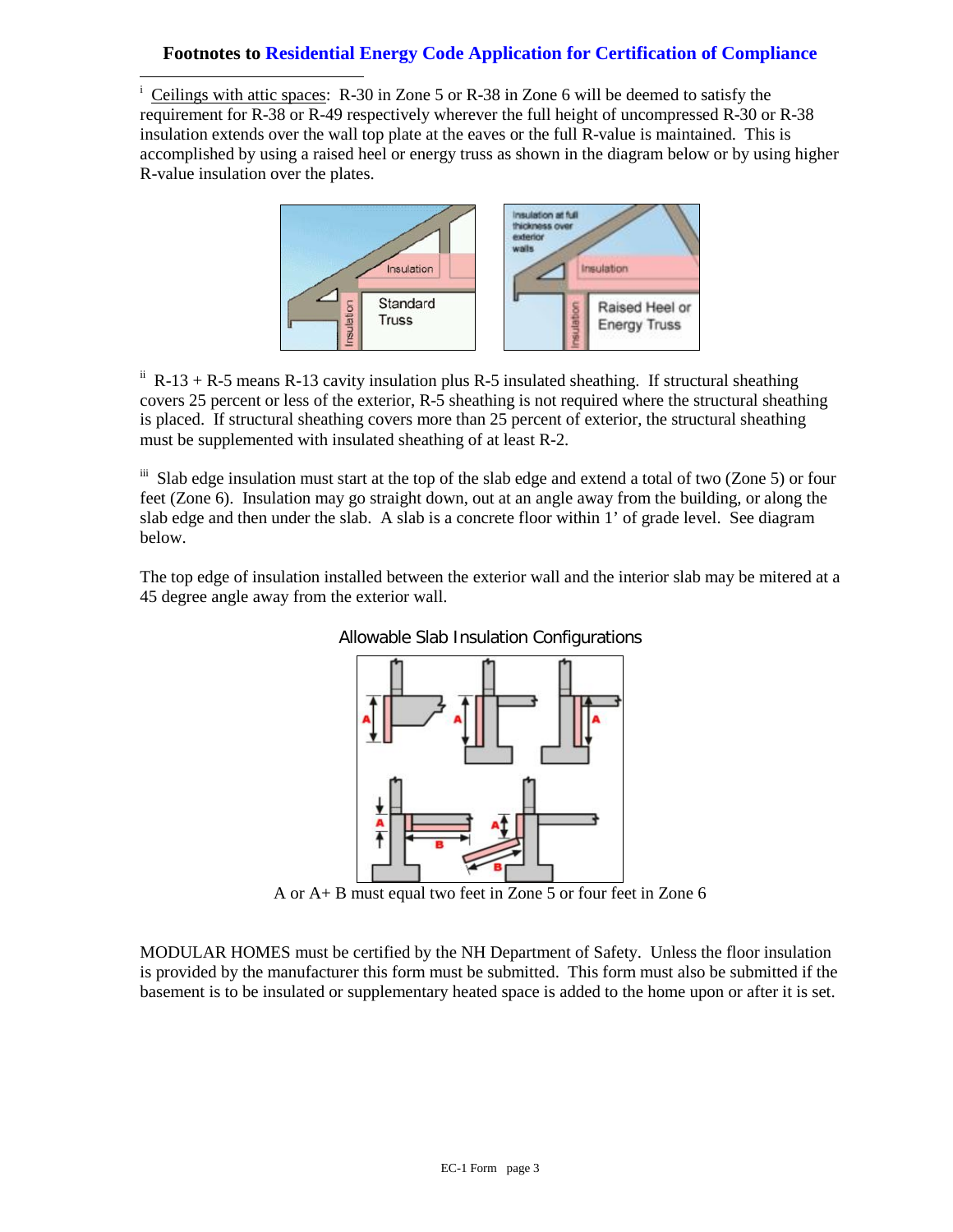**Footnotes to Residential Energy Code Application for Certification of Compliance**

[i] Ceilings with attic spaces: R-30 in Zone 5 or R-38 in Zone 6 will be deemed to satisfy the requirement for R-38 or R-49 respectively wherever the full height of uncompressed R-30 or R-38 insulation extends over the wall top plate at the eaves or the full R-value is maintained. This is accomplished by using a raised heel or energy truss as shown in the diagram below or by using higher R-value insulation over the plates.

[ii] R-13 + R-5 means R-13 cavity insulation plus R-5 insulated sheathing. If structural sheathing covers 25 percent or less of the exterior, R-5 sheathing is not required where the structural sheathing is placed. If structural sheathing covers more than 25 percent of exterior, the structural sheathing must be supplemented with insulated sheathing of at least R-2.

[iii] Slab edge insulation must start at the top of the slab edge and extend a total of two (Zone 5) or four feet (Zone 6). Insulation may go straight down, out at an angle away from the building, or along the slab edge and then under the slab. A slab is a concrete floor within 1' of grade level. See diagram below.

The top edge of insulation installed between the exterior wall and the interior slab may be mitered at a 45 degree angle away from the exterior wall.

Allowable Slab Insulation Configurations

A or A+ B must equal two feet in Zone 5 or four feet in Zone 6

MODULAR HOMES must be certified by the NH Department of Safety. Unless the floor insulation is provided by the manufacturer this form must be submitted. This form must also be submitted if the basement is to be insulated or supplementary heated space is added to the home upon or after it is set.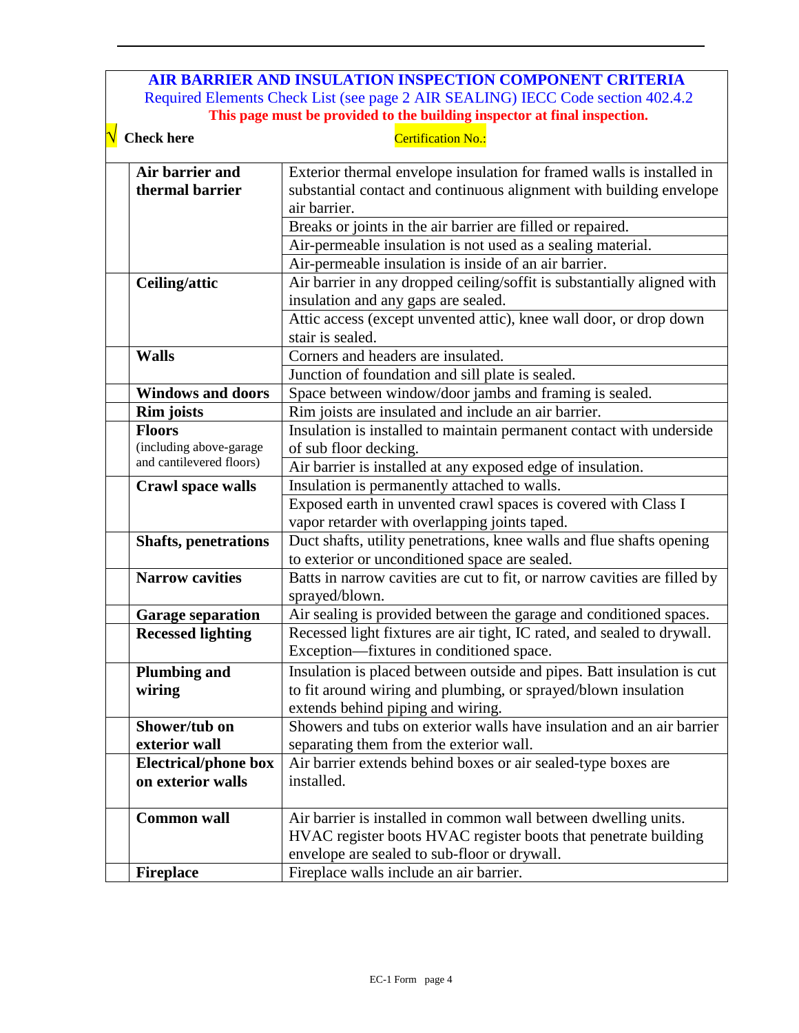**AIR BARRIER AND INSULATION INSPECTION COMPONENT CRITERIA**

Required Elements Check List (see page 2 AIR SEALING) IECC Code section 402.4.2

**This page must be provided to the building inspector at final inspection.**

√ **Check here** Certification No.:

| √ | Component | Criteria |
|---|---|---|
| | **Air barrier and thermal barrier** | Exterior thermal envelope insulation for framed walls is installed in substantial contact and continuous alignment with building envelope air barrier. |
| | | Breaks or joints in the air barrier are filled or repaired. |
| | | Air-permeable insulation is not used as a sealing material. |
| | | Air-permeable insulation is inside of an air barrier. |
| | **Ceiling/attic** | Air barrier in any dropped ceiling/soffit is substantially aligned with insulation and any gaps are sealed. |
| | | Attic access (except unvented attic), knee wall door, or drop down stair is sealed. |
| | **Walls** | Corners and headers are insulated. |
| | | Junction of foundation and sill plate is sealed. |
| | **Windows and doors** | Space between window/door jambs and framing is sealed. |
| | **Rim joists** | Rim joists are insulated and include an air barrier. |
| | **Floors** (including above-garage and cantilevered floors) | Insulation is installed to maintain permanent contact with underside of sub floor decking. |
| | | Air barrier is installed at any exposed edge of insulation. |
| | **Crawl space walls** | Insulation is permanently attached to walls. |
| | | Exposed earth in unvented crawl spaces is covered with Class I vapor retarder with overlapping joints taped. |
| | **Shafts, penetrations** | Duct shafts, utility penetrations, knee walls and flue shafts opening to exterior or unconditioned space are sealed. |
| | **Narrow cavities** | Batts in narrow cavities are cut to fit, or narrow cavities are filled by sprayed/blown. |
| | **Garage separation** | Air sealing is provided between the garage and conditioned spaces. |
| | **Recessed lighting** | Recessed light fixtures are air tight, IC rated, and sealed to drywall. Exception—fixtures in conditioned space. |
| | **Plumbing and wiring** | Insulation is placed between outside and pipes. Batt insulation is cut to fit around wiring and plumbing, or sprayed/blown insulation extends behind piping and wiring. |
| | **Shower/tub on exterior wall** | Showers and tubs on exterior walls have insulation and an air barrier separating them from the exterior wall. |
| | **Electrical/phone box on exterior walls** | Air barrier extends behind boxes or air sealed-type boxes are installed. |
| | **Common wall** | Air barrier is installed in common wall between dwelling units. HVAC register boots HVAC register boots that penetrate building envelope are sealed to sub-floor or drywall. |
| | **Fireplace** | Fireplace walls include an air barrier. |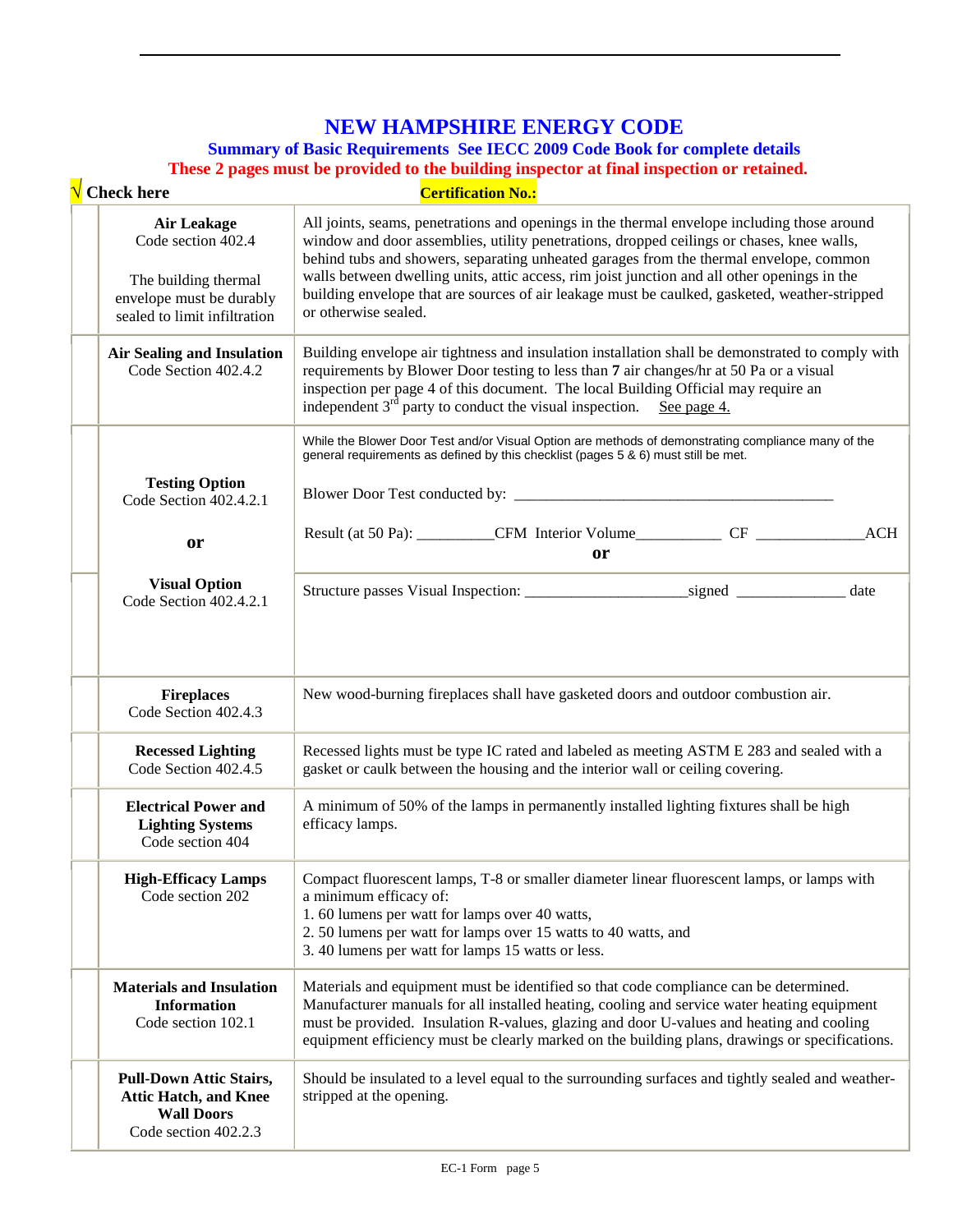# NEW HAMPSHIRE ENERGY CODE

**Summary of Basic Requirements See IECC 2009 Code Book for complete details**

**These 2 pages must be provided to the building inspector at final inspection or retained.**

| √ Check here | | **Certification No.:** |
|---|---|---|
| | **Air Leakage** Code section 402.4<br><br>The building thermal envelope must be durably sealed to limit infiltration | All joints, seams, penetrations and openings in the thermal envelope including those around window and door assemblies, utility penetrations, dropped ceilings or chases, knee walls, behind tubs and showers, separating unheated garages from the thermal envelope, common walls between dwelling units, attic access, rim joist junction and all other openings in the building envelope that are sources of air leakage must be caulked, gasketed, weather-stripped or otherwise sealed. |
| | **Air Sealing and Insulation** Code Section 402.4.2 | Building envelope air tightness and insulation installation shall be demonstrated to comply with requirements by Blower Door testing to less than **7** air changes/hr at 50 Pa or a visual inspection per page 4 of this document. The local Building Official may require an independent 3rd party to conduct the visual inspection. See page 4. |
| | **Testing Option** Code Section 402.4.2.1<br><br>**or** | While the Blower Door Test and/or Visual Option are methods of demonstrating compliance many of the general requirements as defined by this checklist (pages 5 & 6) must still be met.<br><br>Blower Door Test conducted by: ________________________<br><br>Result (at 50 Pa): __________CFM Interior Volume___________ CF ______________ACH<br><br>**or** |
| | **Visual Option** Code Section 402.4.2.1 | Structure passes Visual Inspection: _____________________signed ______________ date |
| | **Fireplaces** Code Section 402.4.3 | New wood-burning fireplaces shall have gasketed doors and outdoor combustion air. |
| | **Recessed Lighting** Code Section 402.4.5 | Recessed lights must be type IC rated and labeled as meeting ASTM E 283 and sealed with a gasket or caulk between the housing and the interior wall or ceiling covering. |
| | **Electrical Power and Lighting Systems** Code section 404 | A minimum of 50% of the lamps in permanently installed lighting fixtures shall be high efficacy lamps. |
| | **High-Efficacy Lamps** Code section 202 | Compact fluorescent lamps, T-8 or smaller diameter linear fluorescent lamps, or lamps with a minimum efficacy of:<br>1. 60 lumens per watt for lamps over 40 watts,<br>2. 50 lumens per watt for lamps over 15 watts to 40 watts, and<br>3. 40 lumens per watt for lamps 15 watts or less. |
| | **Materials and Insulation Information** Code section 102.1 | Materials and equipment must be identified so that code compliance can be determined. Manufacturer manuals for all installed heating, cooling and service water heating equipment must be provided. Insulation R-values, glazing and door U-values and heating and cooling equipment efficiency must be clearly marked on the building plans, drawings or specifications. |
| | **Pull-Down Attic Stairs, Attic Hatch, and Knee Wall Doors** Code section 402.2.3 | Should be insulated to a level equal to the surrounding surfaces and tightly sealed and weather-stripped at the opening. |

EC-1 Form page 5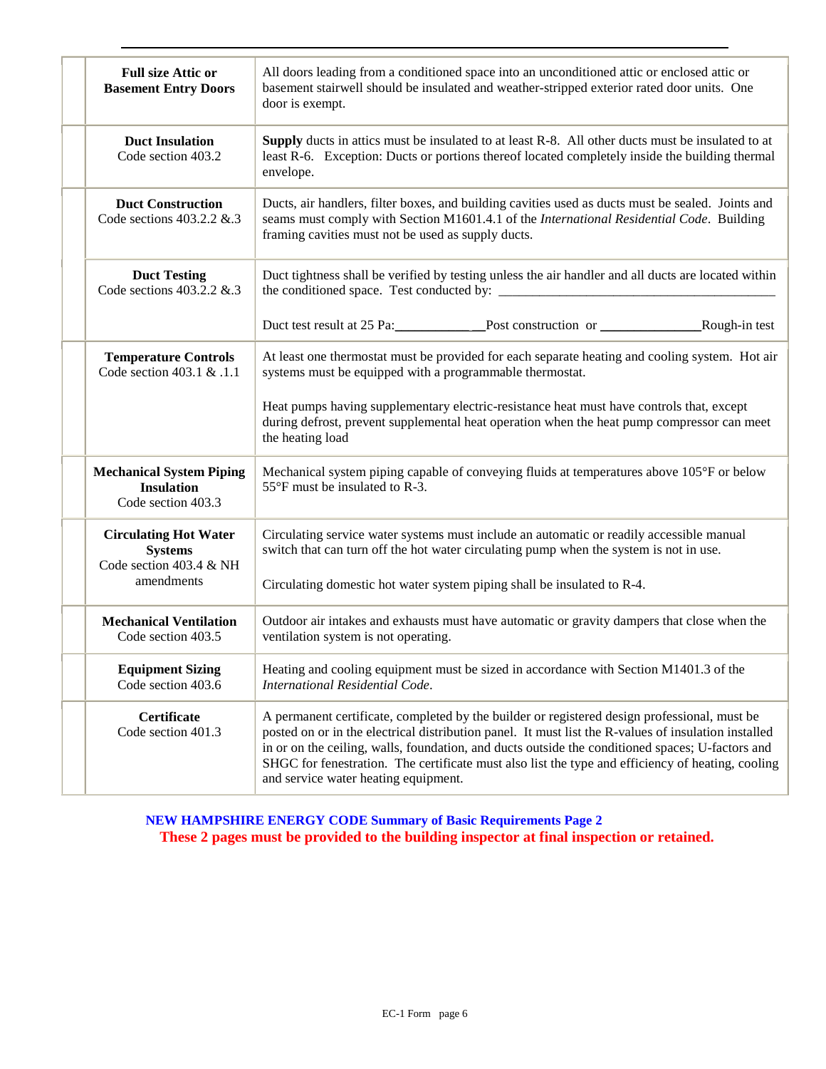| | |
|---|---|
| **Full size Attic or Basement Entry Doors** | All doors leading from a conditioned space into an unconditioned attic or enclosed attic or basement stairwell should be insulated and weather-stripped exterior rated door units. One door is exempt. |
| **Duct Insulation** Code section 403.2 | **Supply** ducts in attics must be insulated to at least R-8. All other ducts must be insulated to at least R-6. Exception: Ducts or portions thereof located completely inside the building thermal envelope. |
| **Duct Construction** Code sections 403.2.2 &.3 | Ducts, air handlers, filter boxes, and building cavities used as ducts must be sealed. Joints and seams must comply with Section M1601.4.1 of the *International Residential Code*. Building framing cavities must not be used as supply ducts. |
| **Duct Testing** Code sections 403.2.2 &.3 | Duct tightness shall be verified by testing unless the air handler and all ducts are located within the conditioned space. Test conducted by: ________________________________________<br><br>Duct test result at 25 Pa:____________ __Post construction or _______________Rough-in test |
| **Temperature Controls** Code section 403.1 & .1.1 | At least one thermostat must be provided for each separate heating and cooling system. Hot air systems must be equipped with a programmable thermostat.<br><br>Heat pumps having supplementary electric-resistance heat must have controls that, except during defrost, prevent supplemental heat operation when the heat pump compressor can meet the heating load |
| **Mechanical System Piping Insulation** Code section 403.3 | Mechanical system piping capable of conveying fluids at temperatures above 105°F or below 55°F must be insulated to R-3. |
| **Circulating Hot Water Systems** Code section 403.4 & NH amendments | Circulating service water systems must include an automatic or readily accessible manual switch that can turn off the hot water circulating pump when the system is not in use.<br><br>Circulating domestic hot water system piping shall be insulated to R-4. |
| **Mechanical Ventilation** Code section 403.5 | Outdoor air intakes and exhausts must have automatic or gravity dampers that close when the ventilation system is not operating. |
| **Equipment Sizing** Code section 403.6 | Heating and cooling equipment must be sized in accordance with Section M1401.3 of the *International Residential Code*. |
| **Certificate** Code section 401.3 | A permanent certificate, completed by the builder or registered design professional, must be posted on or in the electrical distribution panel. It must list the R-values of insulation installed in or on the ceiling, walls, foundation, and ducts outside the conditioned spaces; U-factors and SHGC for fenestration. The certificate must also list the type and efficiency of heating, cooling and service water heating equipment. |

**NEW HAMPSHIRE ENERGY CODE Summary of Basic Requirements Page 2**

**These 2 pages must be provided to the building inspector at final inspection or retained.**

EC-1 Form